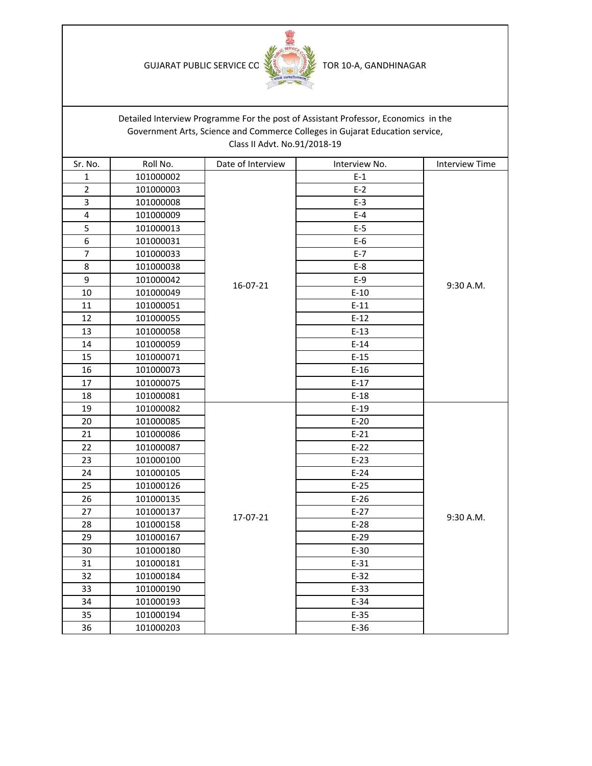GUJARAT PUBLIC SERVICE CO TOR 10-A, GANDHINAGAR

Detailed Interview Programme For the post of Assistant Professor, Economics in the Government Arts, Science and Commerce Colleges in Gujarat Education service, Class II Advt. No.91/2018-19

| Sr. No. | Roll No. | Date of Interview | Interview No. | Interview Time |
|---|---|---|---|---|
| 1 | 101000002 | 16-07-21 | E-1 | 9:30 A.M. |
| 2 | 101000003 | | E-2 | |
| 3 | 101000008 | | E-3 | |
| 4 | 101000009 | | E-4 | |
| 5 | 101000013 | | E-5 | |
| 6 | 101000031 | | E-6 | |
| 7 | 101000033 | | E-7 | |
| 8 | 101000038 | | E-8 | |
| 9 | 101000042 | | E-9 | |
| 10 | 101000049 | | E-10 | |
| 11 | 101000051 | | E-11 | |
| 12 | 101000055 | | E-12 | |
| 13 | 101000058 | | E-13 | |
| 14 | 101000059 | | E-14 | |
| 15 | 101000071 | | E-15 | |
| 16 | 101000073 | | E-16 | |
| 17 | 101000075 | | E-17 | |
| 18 | 101000081 | | E-18 | |
| 19 | 101000082 | 17-07-21 | E-19 | 9:30 A.M. |
| 20 | 101000085 | | E-20 | |
| 21 | 101000086 | | E-21 | |
| 22 | 101000087 | | E-22 | |
| 23 | 101000100 | | E-23 | |
| 24 | 101000105 | | E-24 | |
| 25 | 101000126 | | E-25 | |
| 26 | 101000135 | | E-26 | |
| 27 | 101000137 | | E-27 | |
| 28 | 101000158 | | E-28 | |
| 29 | 101000167 | | E-29 | |
| 30 | 101000180 | | E-30 | |
| 31 | 101000181 | | E-31 | |
| 32 | 101000184 | | E-32 | |
| 33 | 101000190 | | E-33 | |
| 34 | 101000193 | | E-34 | |
| 35 | 101000194 | | E-35 | |
| 36 | 101000203 | | E-36 | |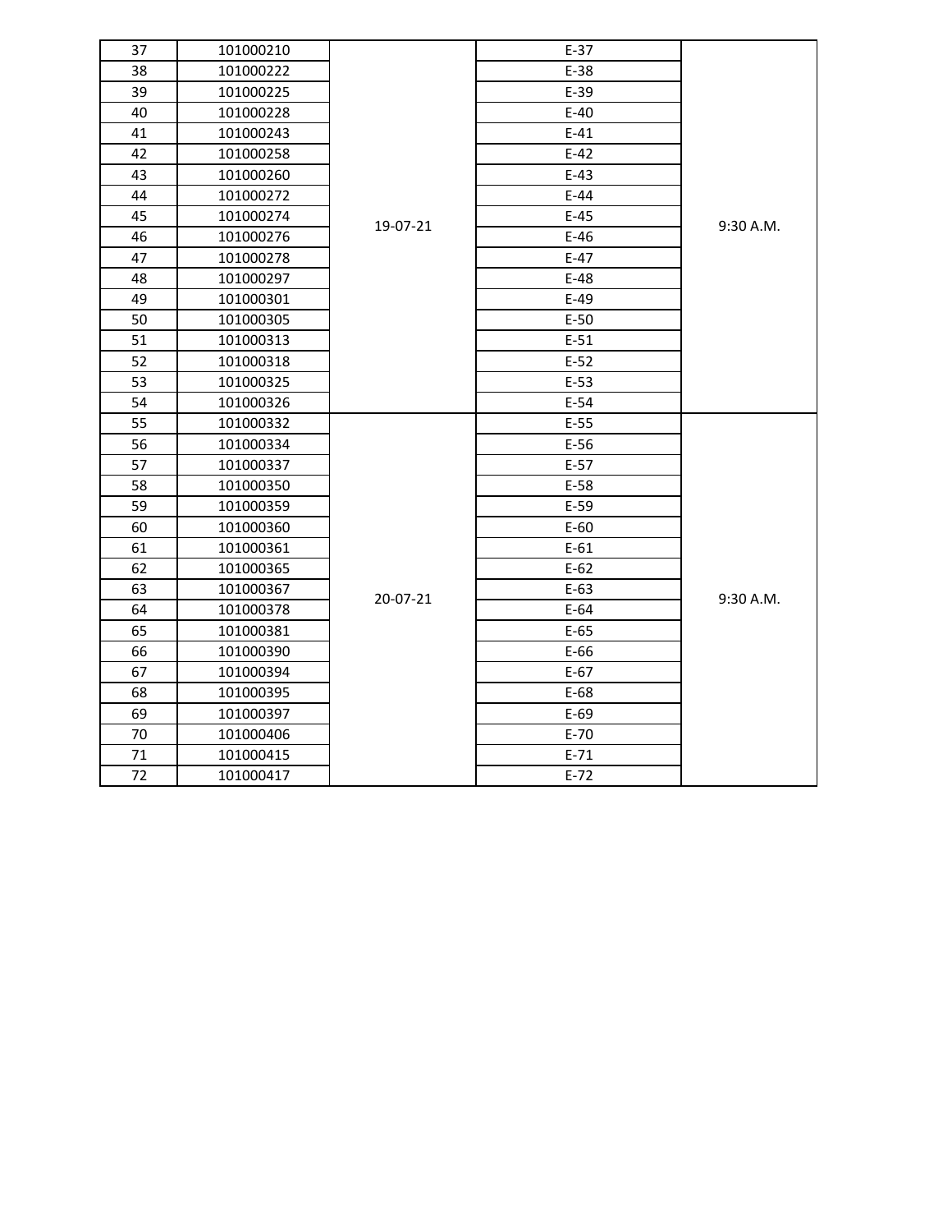| 37 | 101000210 | 19-07-21 | E-37 | 9:30 A.M. |
|---|---|---|---|---|
| 38 | 101000222 | | E-38 | |
| 39 | 101000225 | | E-39 | |
| 40 | 101000228 | | E-40 | |
| 41 | 101000243 | | E-41 | |
| 42 | 101000258 | | E-42 | |
| 43 | 101000260 | | E-43 | |
| 44 | 101000272 | | E-44 | |
| 45 | 101000274 | | E-45 | |
| 46 | 101000276 | | E-46 | |
| 47 | 101000278 | | E-47 | |
| 48 | 101000297 | | E-48 | |
| 49 | 101000301 | | E-49 | |
| 50 | 101000305 | | E-50 | |
| 51 | 101000313 | | E-51 | |
| 52 | 101000318 | | E-52 | |
| 53 | 101000325 | | E-53 | |
| 54 | 101000326 | | E-54 | |
| 55 | 101000332 | 20-07-21 | E-55 | 9:30 A.M. |
| 56 | 101000334 | | E-56 | |
| 57 | 101000337 | | E-57 | |
| 58 | 101000350 | | E-58 | |
| 59 | 101000359 | | E-59 | |
| 60 | 101000360 | | E-60 | |
| 61 | 101000361 | | E-61 | |
| 62 | 101000365 | | E-62 | |
| 63 | 101000367 | | E-63 | |
| 64 | 101000378 | | E-64 | |
| 65 | 101000381 | | E-65 | |
| 66 | 101000390 | | E-66 | |
| 67 | 101000394 | | E-67 | |
| 68 | 101000395 | | E-68 | |
| 69 | 101000397 | | E-69 | |
| 70 | 101000406 | | E-70 | |
| 71 | 101000415 | | E-71 | |
| 72 | 101000417 | | E-72 | |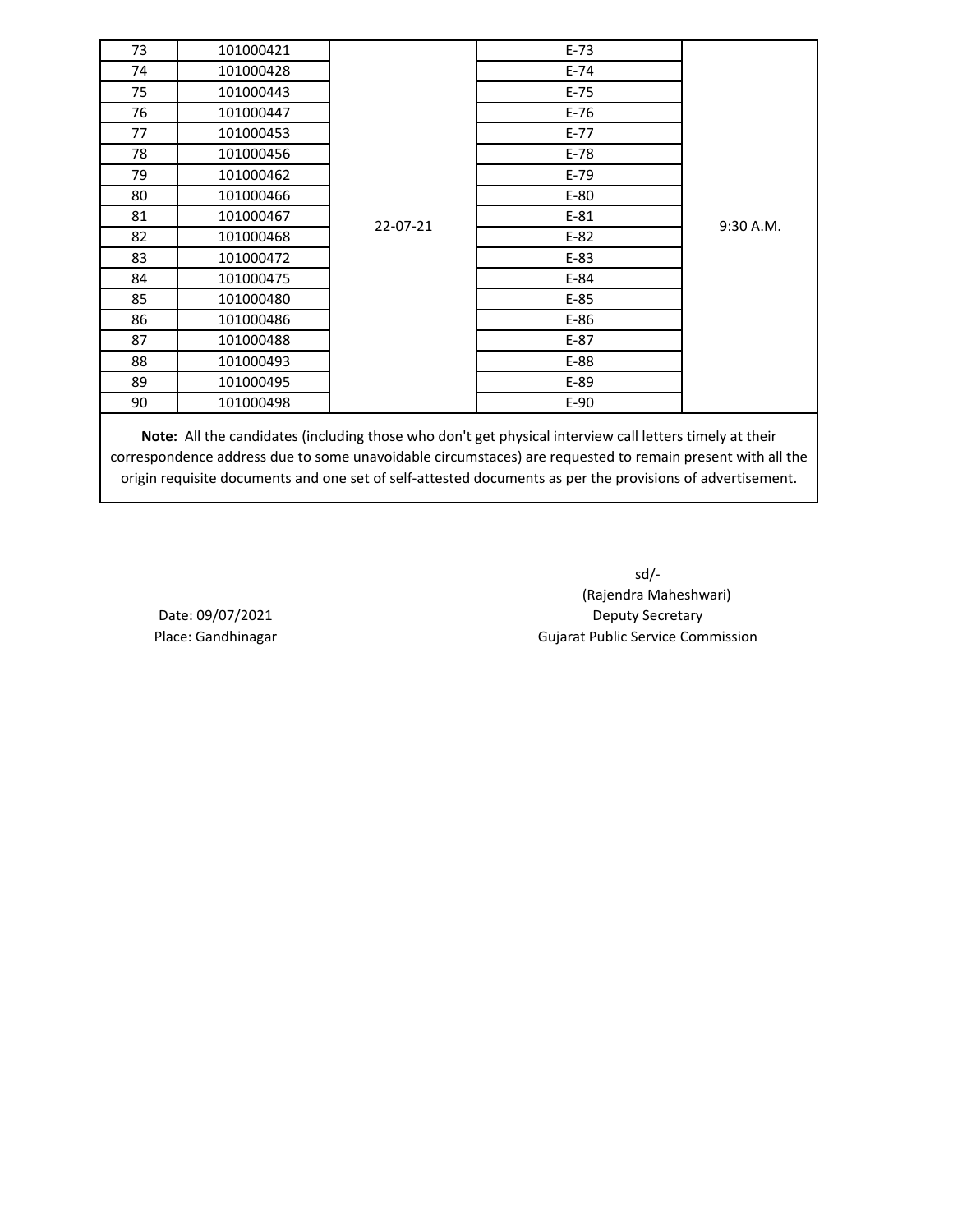| | | | | |
|---|---|---|---|---|
| 73 | 101000421 | 22-07-21 | E-73 | 9:30 A.M. |
| 74 | 101000428 | | E-74 | |
| 75 | 101000443 | | E-75 | |
| 76 | 101000447 | | E-76 | |
| 77 | 101000453 | | E-77 | |
| 78 | 101000456 | | E-78 | |
| 79 | 101000462 | | E-79 | |
| 80 | 101000466 | | E-80 | |
| 81 | 101000467 | | E-81 | |
| 82 | 101000468 | | E-82 | |
| 83 | 101000472 | | E-83 | |
| 84 | 101000475 | | E-84 | |
| 85 | 101000480 | | E-85 | |
| 86 | 101000486 | | E-86 | |
| 87 | 101000488 | | E-87 | |
| 88 | 101000493 | | E-88 | |
| 89 | 101000495 | | E-89 | |
| 90 | 101000498 | | E-90 | |

**Note:** All the candidates (including those who don't get physical interview call letters timely at their correspondence address due to some unavoidable circumstaces) are requested to remain present with all the origin requisite documents and one set of self-attested documents as per the provisions of advertisement.

sd/-
(Rajendra Maheshwari)
Deputy Secretary
Gujarat Public Service Commission

Date: 09/07/2021
Place: Gandhinagar